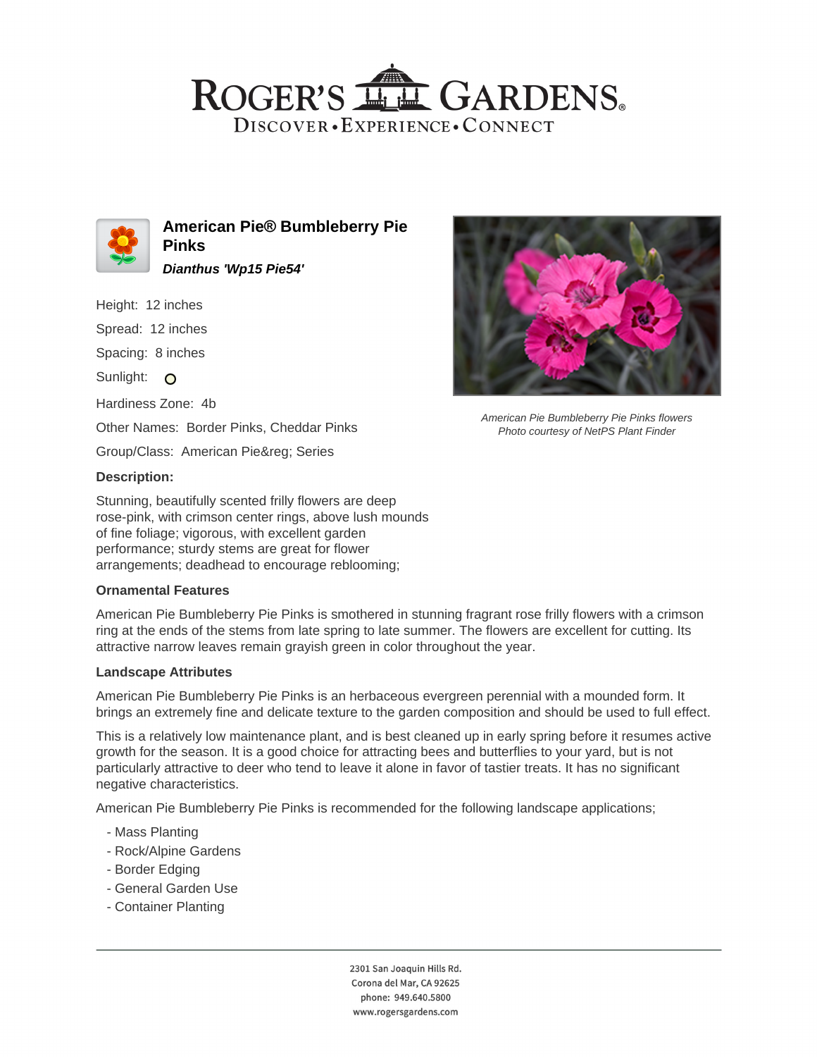# American Pie® Bumbleberry Pie Pinks

***Dianthus 'Wp15 Pie54'***

Height: 12 inches

Spread: 12 inches

Spacing: 8 inches

Sunlight: 

Hardiness Zone: 4b

Other Names: Border Pinks, Cheddar Pinks

Group/Class: American Pie&reg; Series

American Pie Bumbleberry Pie Pinks flowers
Photo courtesy of NetPS Plant Finder

### Description:

Stunning, beautifully scented frilly flowers are deep rose-pink, with crimson center rings, above lush mounds of fine foliage; vigorous, with excellent garden performance; sturdy stems are great for flower arrangements; deadhead to encourage reblooming;

### Ornamental Features

American Pie Bumbleberry Pie Pinks is smothered in stunning fragrant rose frilly flowers with a crimson ring at the ends of the stems from late spring to late summer. The flowers are excellent for cutting. Its attractive narrow leaves remain grayish green in color throughout the year.

### Landscape Attributes

American Pie Bumbleberry Pie Pinks is an herbaceous evergreen perennial with a mounded form. It brings an extremely fine and delicate texture to the garden composition and should be used to full effect.

This is a relatively low maintenance plant, and is best cleaned up in early spring before it resumes active growth for the season. It is a good choice for attracting bees and butterflies to your yard, but is not particularly attractive to deer who tend to leave it alone in favor of tastier treats. It has no significant negative characteristics.

American Pie Bumbleberry Pie Pinks is recommended for the following landscape applications;

- Mass Planting
- Rock/Alpine Gardens
- Border Edging
- General Garden Use
- Container Planting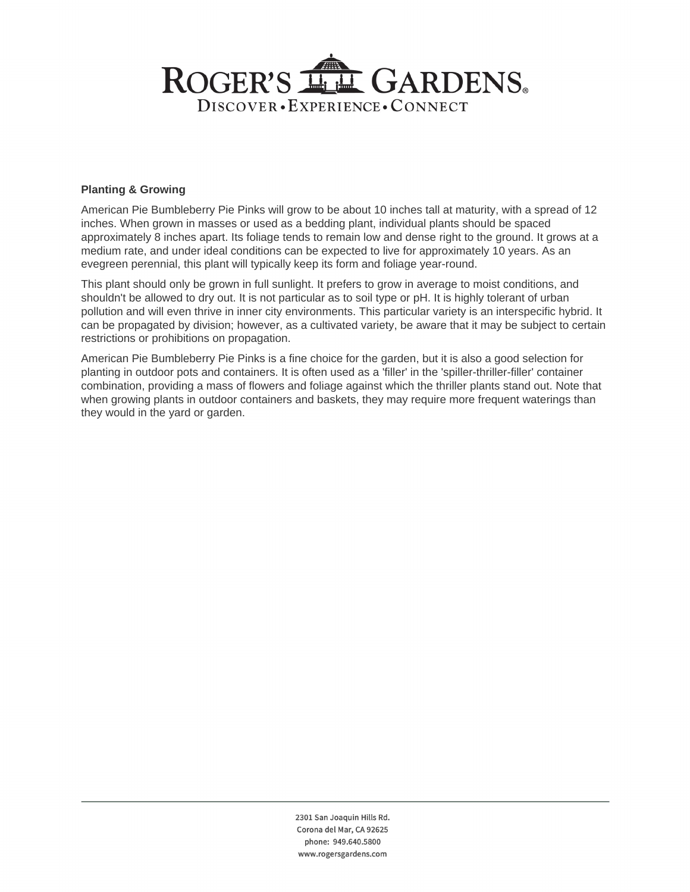**Planting & Growing**

American Pie Bumbleberry Pie Pinks will grow to be about 10 inches tall at maturity, with a spread of 12 inches. When grown in masses or used as a bedding plant, individual plants should be spaced approximately 8 inches apart. Its foliage tends to remain low and dense right to the ground. It grows at a medium rate, and under ideal conditions can be expected to live for approximately 10 years. As an evegreen perennial, this plant will typically keep its form and foliage year-round.

This plant should only be grown in full sunlight. It prefers to grow in average to moist conditions, and shouldn't be allowed to dry out. It is not particular as to soil type or pH. It is highly tolerant of urban pollution and will even thrive in inner city environments. This particular variety is an interspecific hybrid. It can be propagated by division; however, as a cultivated variety, be aware that it may be subject to certain restrictions or prohibitions on propagation.

American Pie Bumbleberry Pie Pinks is a fine choice for the garden, but it is also a good selection for planting in outdoor pots and containers. It is often used as a 'filler' in the 'spiller-thriller-filler' container combination, providing a mass of flowers and foliage against which the thriller plants stand out. Note that when growing plants in outdoor containers and baskets, they may require more frequent waterings than they would in the yard or garden.